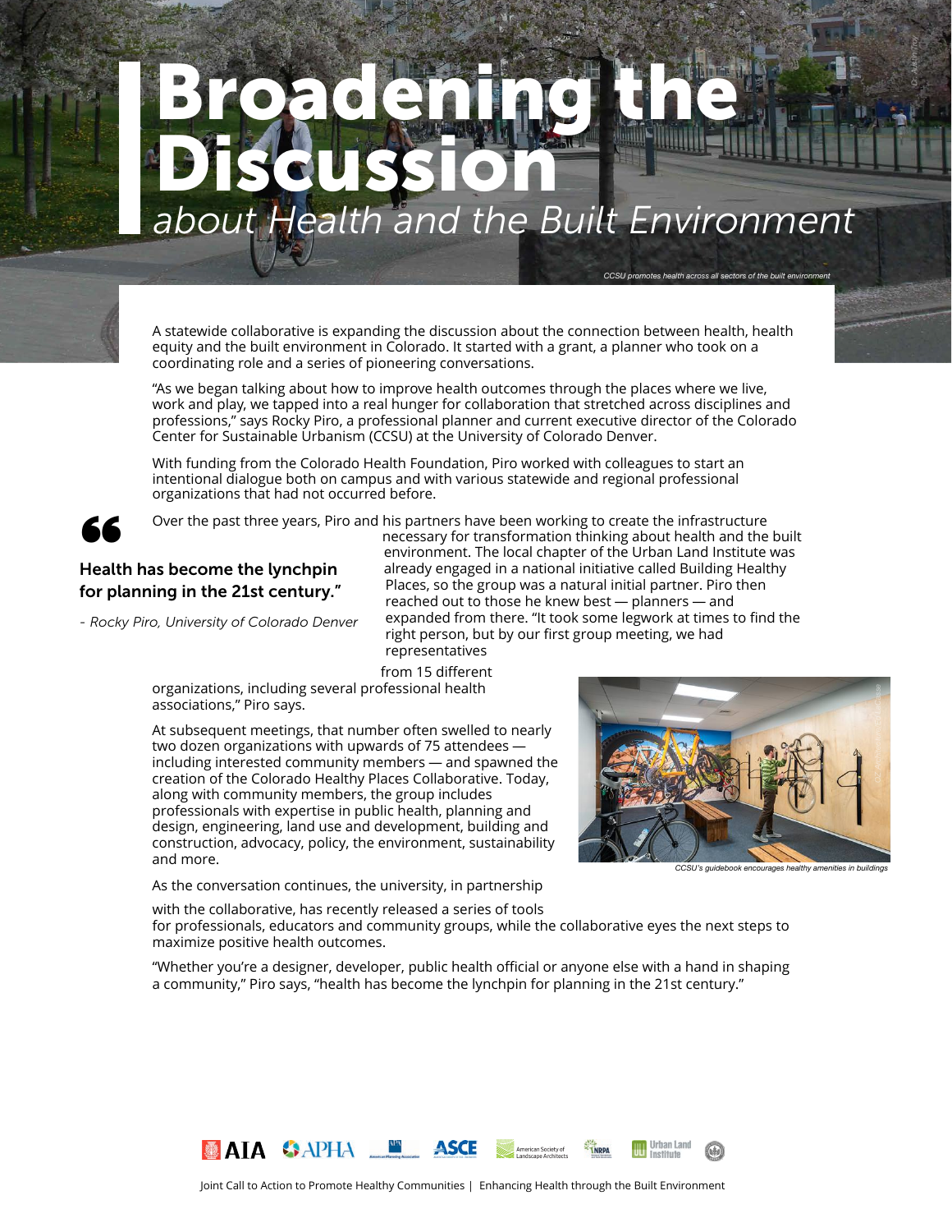# Broadening the Discussion

## *about Health and the Built Environment*

*CCSU promotes health across all sectors of the built environment*

A statewide collaborative is expanding the discussion about the connection between health, health equity and the built environment in Colorado. It started with a grant, a planner who took on a coordinating role and a series of pioneering conversations.

"As we began talking about how to improve health outcomes through the places where we live, work and play, we tapped into a real hunger for collaboration that stretched across disciplines and professions," says Rocky Piro, a professional planner and current executive director of the Colorado Center for Sustainable Urbanism (CCSU) at the University of Colorado Denver.

With funding from the Colorado Health Foundation, Piro worked with colleagues to start an intentional dialogue both on campus and with various statewide and regional professional organizations that had not occurred before.

Over the past three years, Piro and his partners have been working to create the infrastructure necessary for transformation thinking about health and the built environment. The local chapter of the Urban Land Institute was already engaged in a national initiative called Building Healthy Places, so the group was a natural initial partner. Piro then reached out to those he knew best — planners — and expanded from there. "It took some legwork at times to find the right person, but by our first group meeting, we had representatives from 15 different organizations, including several professional health associations," Piro says.

> **Health has become the lynchpin for planning in the 21st century."**
>
> *- Rocky Piro, University of Colorado Denver*

At subsequent meetings, that number often swelled to nearly two dozen organizations with upwards of 75 attendees — including interested community members — and spawned the creation of the Colorado Healthy Places Collaborative. Today, along with community members, the group includes professionals with expertise in public health, planning and design, engineering, land use and development, building and construction, advocacy, policy, the environment, sustainability and more.

*CCSU's guidebook encourages healthy amenities in buildings*

As the conversation continues, the university, in partnership with the collaborative, has recently released a series of tools for professionals, educators and community groups, while the collaborative eyes the next steps to maximize positive health outcomes.

"Whether you're a designer, developer, public health official or anyone else with a hand in shaping a community," Piro says, "health has become the lynchpin for planning in the 21st century."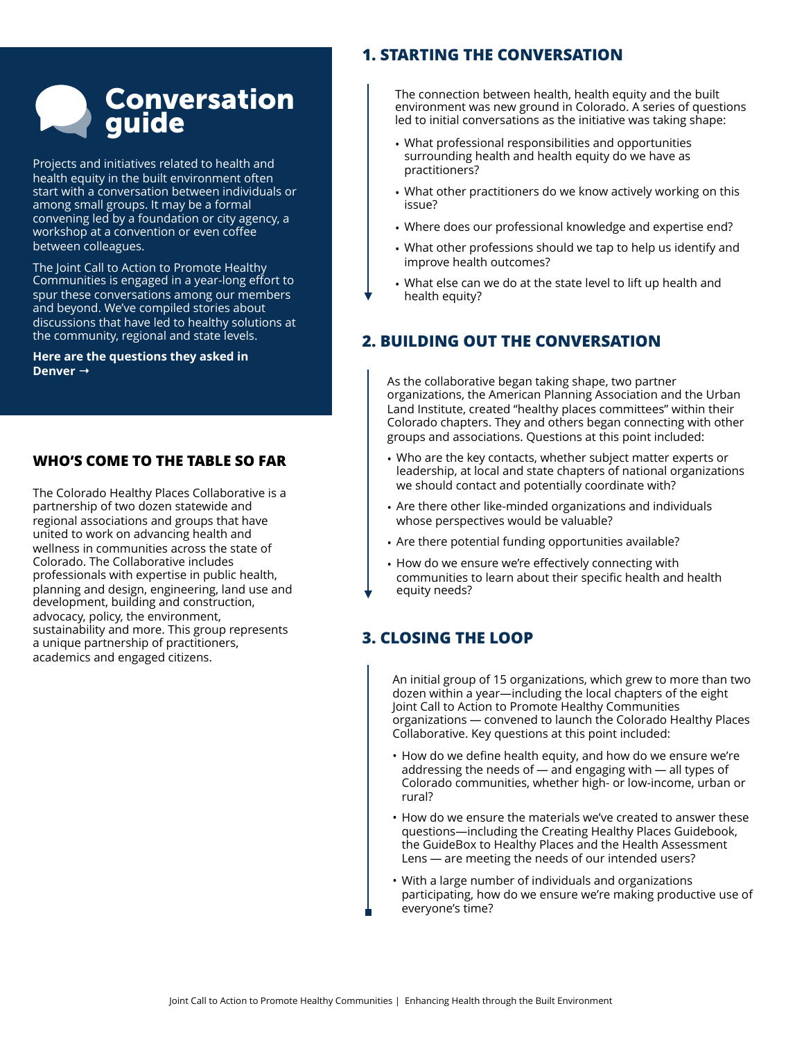# Conversation guide

Projects and initiatives related to health and health equity in the built environment often start with a conversation between individuals or among small groups. It may be a formal convening led by a foundation or city agency, a workshop at a convention or even coffee between colleagues.

The Joint Call to Action to Promote Healthy Communities is engaged in a year-long effort to spur these conversations among our members and beyond. We've compiled stories about discussions that have led to healthy solutions at the community, regional and state levels.

**Here are the questions they asked in Denver →**

## WHO'S COME TO THE TABLE SO FAR

The Colorado Healthy Places Collaborative is a partnership of two dozen statewide and regional associations and groups that have united to work on advancing health and wellness in communities across the state of Colorado. The Collaborative includes professionals with expertise in public health, planning and design, engineering, land use and development, building and construction, advocacy, policy, the environment, sustainability and more. This group represents a unique partnership of practitioners, academics and engaged citizens.

## 1. STARTING THE CONVERSATION

The connection between health, health equity and the built environment was new ground in Colorado. A series of questions led to initial conversations as the initiative was taking shape:

- What professional responsibilities and opportunities surrounding health and health equity do we have as practitioners?
- What other practitioners do we know actively working on this issue?
- Where does our professional knowledge and expertise end?
- What other professions should we tap to help us identify and improve health outcomes?
- What else can we do at the state level to lift up health and health equity?

## 2. BUILDING OUT THE CONVERSATION

As the collaborative began taking shape, two partner organizations, the American Planning Association and the Urban Land Institute, created "healthy places committees" within their Colorado chapters. They and others began connecting with other groups and associations. Questions at this point included:

- Who are the key contacts, whether subject matter experts or leadership, at local and state chapters of national organizations we should contact and potentially coordinate with?
- Are there other like-minded organizations and individuals whose perspectives would be valuable?
- Are there potential funding opportunities available?
- How do we ensure we're effectively connecting with communities to learn about their specific health and health equity needs?

## 3. CLOSING THE LOOP

An initial group of 15 organizations, which grew to more than two dozen within a year—including the local chapters of the eight Joint Call to Action to Promote Healthy Communities organizations — convened to launch the Colorado Healthy Places Collaborative. Key questions at this point included:

- How do we define health equity, and how do we ensure we're addressing the needs of — and engaging with — all types of Colorado communities, whether high- or low-income, urban or rural?
- How do we ensure the materials we've created to answer these questions—including the Creating Healthy Places Guidebook, the GuideBox to Healthy Places and the Health Assessment Lens — are meeting the needs of our intended users?
- With a large number of individuals and organizations participating, how do we ensure we're making productive use of everyone's time?